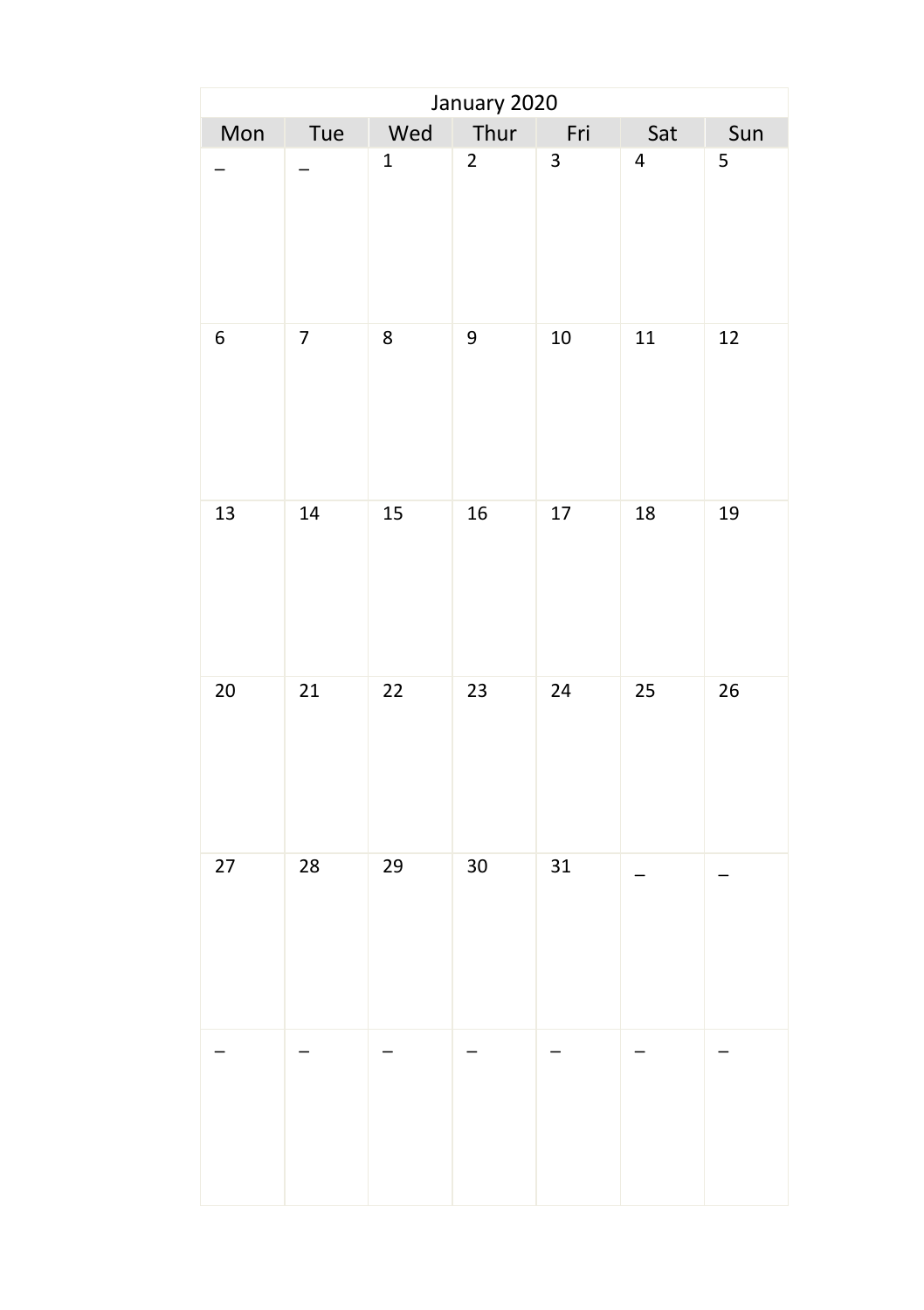| January 2020 | | | | | | |
|---|---|---|---|---|---|---|
| Mon | Tue | Wed | Thur | Fri | Sat | Sun |
| _ | _ | 1 | 2 | 3 | 4 | 5 |
| 6 | 7 | 8 | 9 | 10 | 11 | 12 |
| 13 | 14 | 15 | 16 | 17 | 18 | 19 |
| 20 | 21 | 22 | 23 | 24 | 25 | 26 |
| 27 | 28 | 29 | 30 | 31 | _ | _ |
| _ | _ | _ | _ | _ | _ | _ |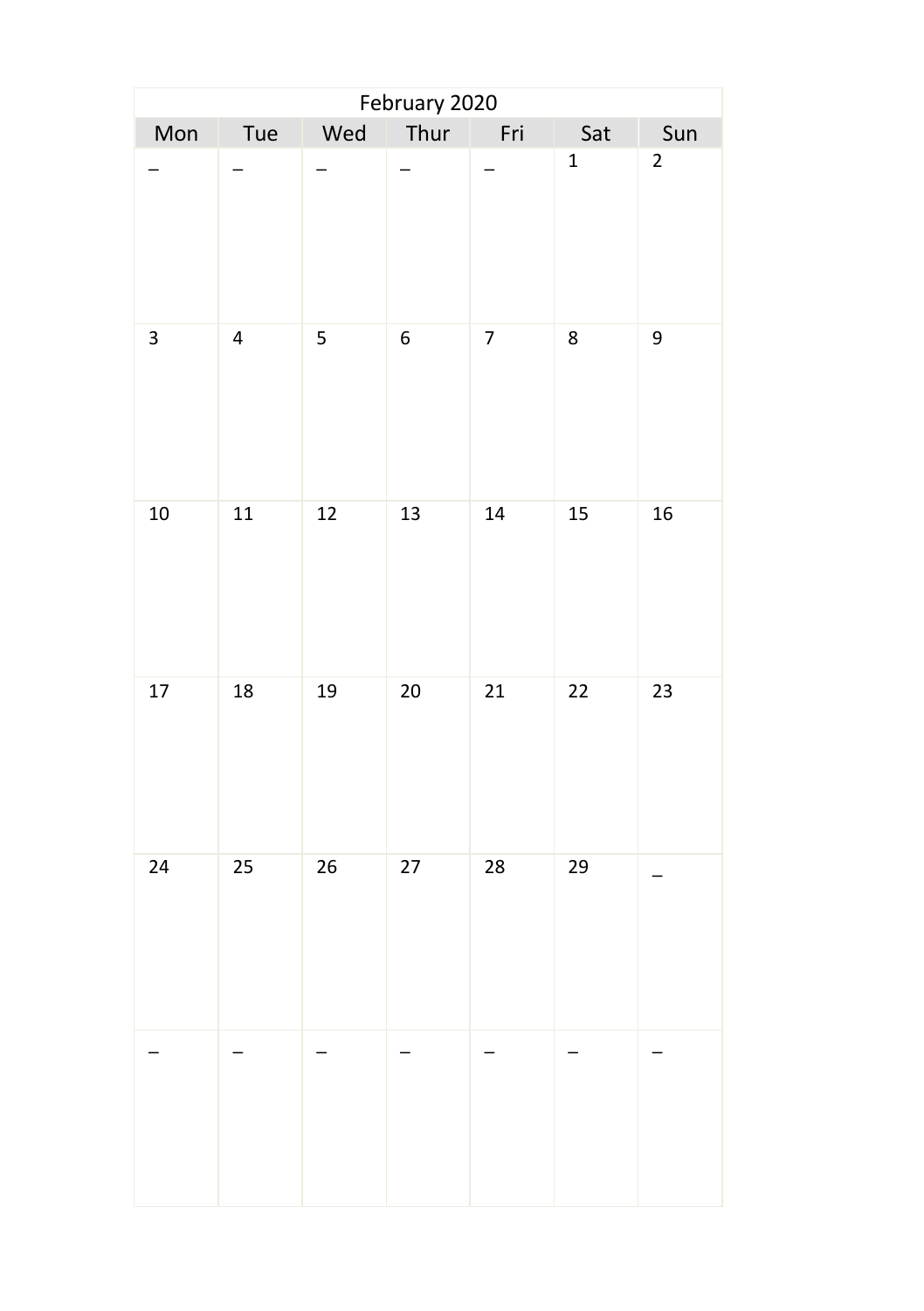| February 2020 | | | | | | |
|---|---|---|---|---|---|---|
| Mon | Tue | Wed | Thur | Fri | Sat | Sun |
| _ | _ | _ | _ | _ | 1 | 2 |
| 3 | 4 | 5 | 6 | 7 | 8 | 9 |
| 10 | 11 | 12 | 13 | 14 | 15 | 16 |
| 17 | 18 | 19 | 20 | 21 | 22 | 23 |
| 24 | 25 | 26 | 27 | 28 | 29 | _ |
| _ | _ | _ | _ | _ | _ | _ |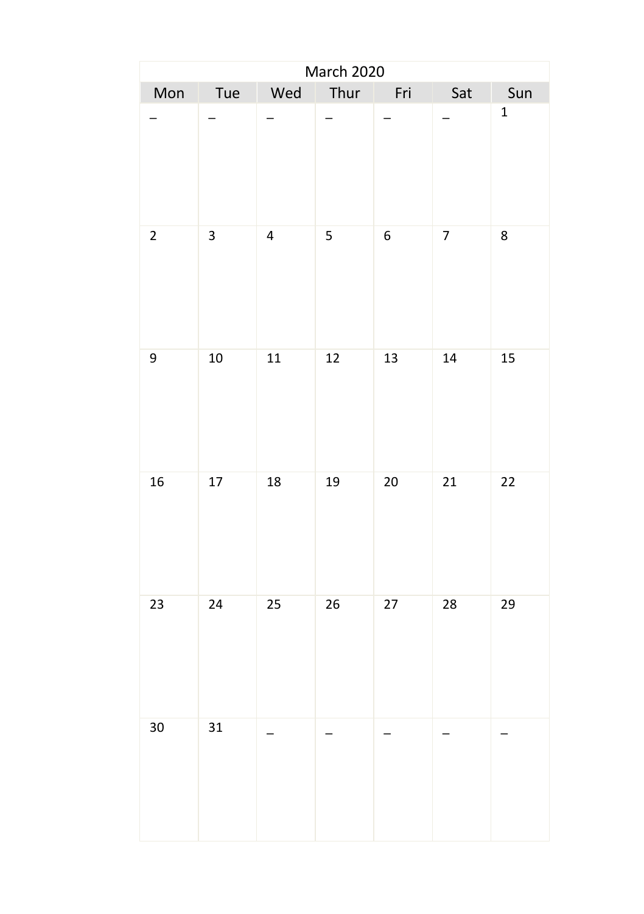| March 2020 | | | | | | |
|---|---|---|---|---|---|---|
| Mon | Tue | Wed | Thur | Fri | Sat | Sun |
| _ | _ | _ | _ | _ | _ | 1 |
| 2 | 3 | 4 | 5 | 6 | 7 | 8 |
| 9 | 10 | 11 | 12 | 13 | 14 | 15 |
| 16 | 17 | 18 | 19 | 20 | 21 | 22 |
| 23 | 24 | 25 | 26 | 27 | 28 | 29 |
| 30 | 31 | _ | _ | _ | _ | _ |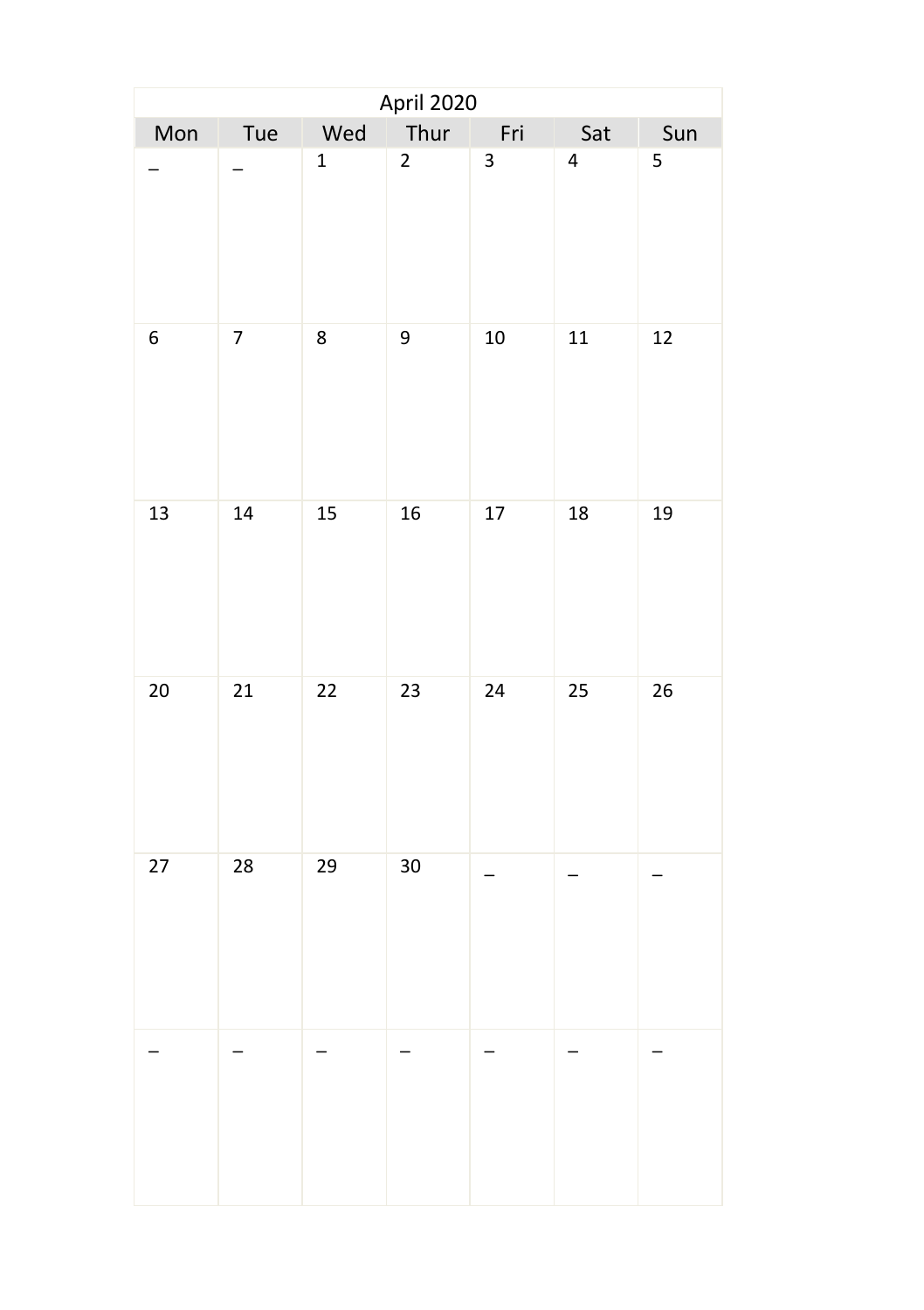| April 2020 | | | | | | |
|---|---|---|---|---|---|---|
| Mon | Tue | Wed | Thur | Fri | Sat | Sun |
| _ | _ | 1 | 2 | 3 | 4 | 5 |
| 6 | 7 | 8 | 9 | 10 | 11 | 12 |
| 13 | 14 | 15 | 16 | 17 | 18 | 19 |
| 20 | 21 | 22 | 23 | 24 | 25 | 26 |
| 27 | 28 | 29 | 30 | _ | _ | _ |
| _ | _ | _ | _ | _ | _ | _ |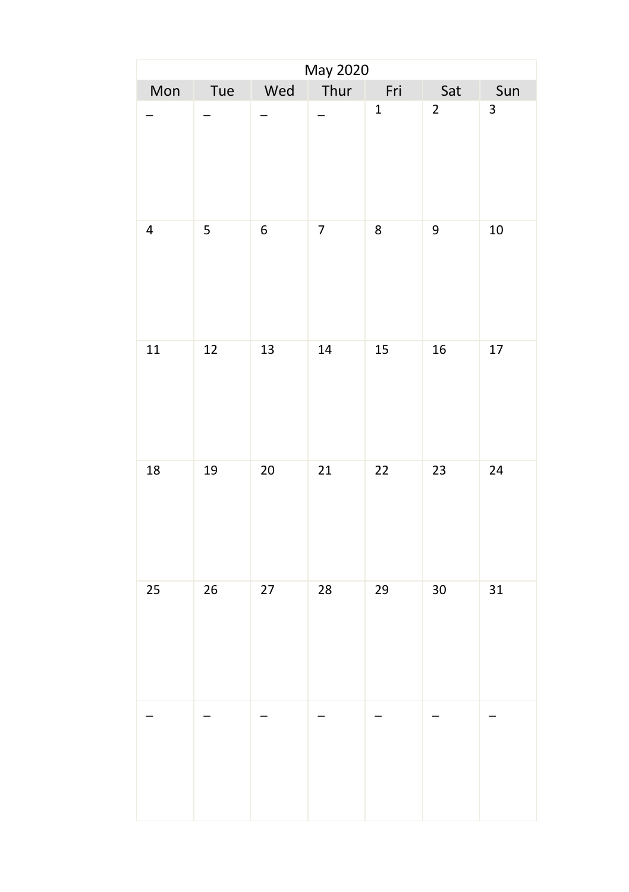| May 2020 | | | | | | |
|---|---|---|---|---|---|---|
| Mon | Tue | Wed | Thur | Fri | Sat | Sun |
| – | – | – | – | 1 | 2 | 3 |
| 4 | 5 | 6 | 7 | 8 | 9 | 10 |
| 11 | 12 | 13 | 14 | 15 | 16 | 17 |
| 18 | 19 | 20 | 21 | 22 | 23 | 24 |
| 25 | 26 | 27 | 28 | 29 | 30 | 31 |
| – | – | – | – | – | – | – |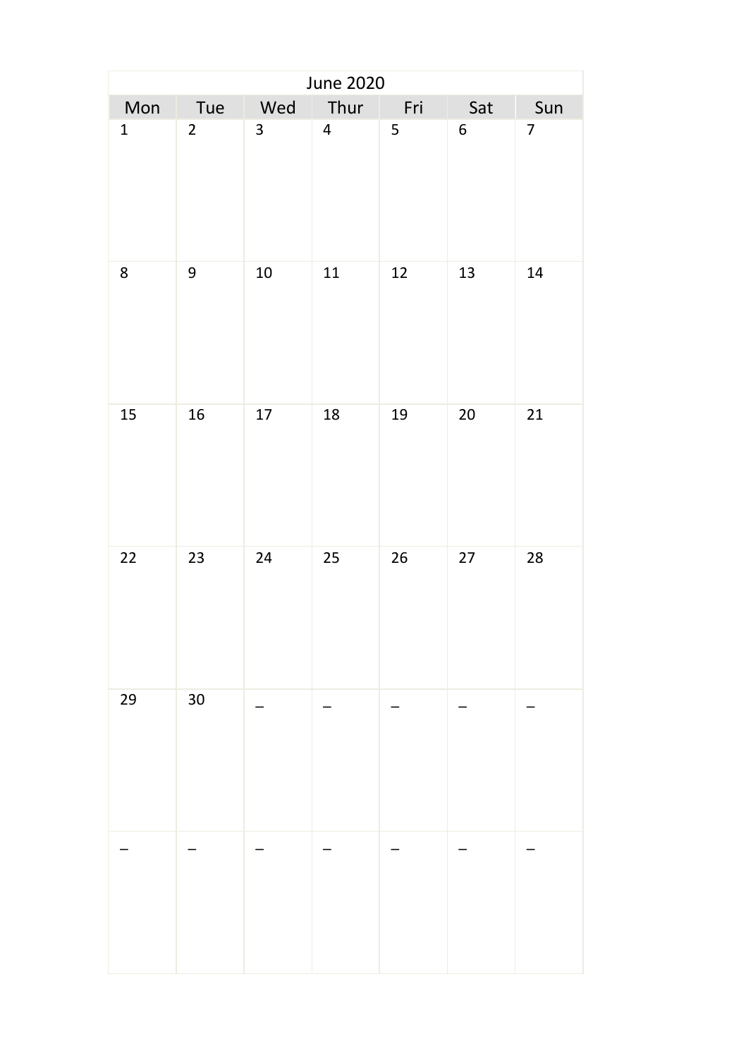| June 2020 | | | | | | |
|---|---|---|---|---|---|---|
| Mon | Tue | Wed | Thur | Fri | Sat | Sun |
| 1 | 2 | 3 | 4 | 5 | 6 | 7 |
| 8 | 9 | 10 | 11 | 12 | 13 | 14 |
| 15 | 16 | 17 | 18 | 19 | 20 | 21 |
| 22 | 23 | 24 | 25 | 26 | 27 | 28 |
| 29 | 30 | _ | _ | _ | _ | _ |
| _ | _ | _ | _ | _ | _ | _ |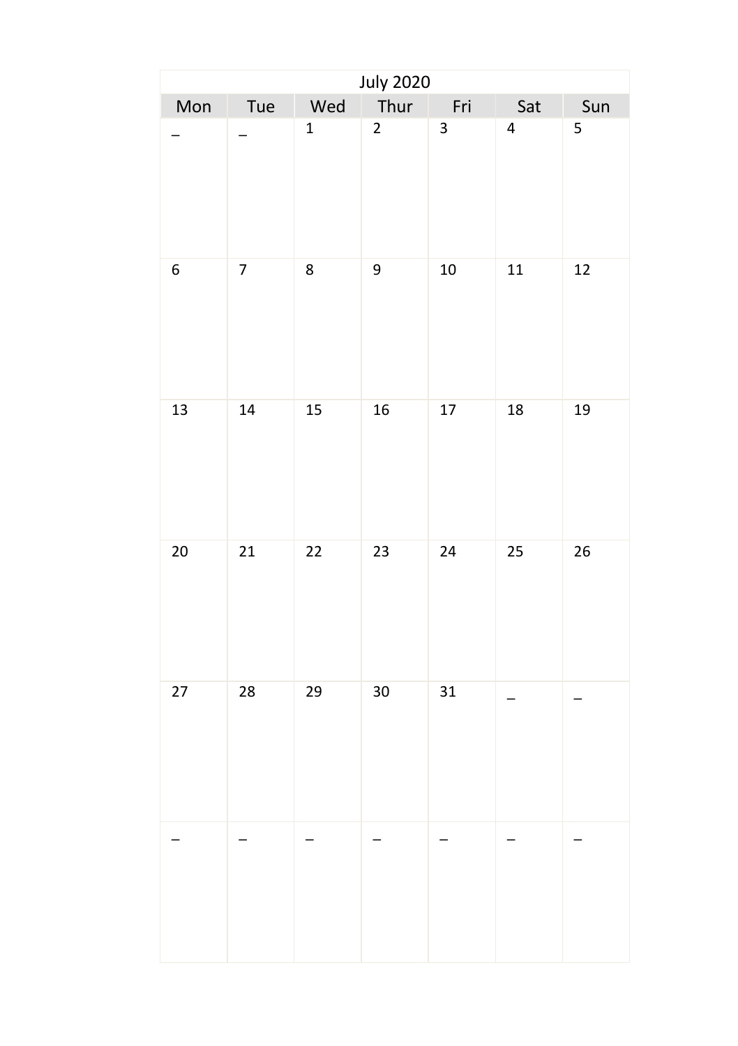| July 2020 | | | | | | |
| --- | --- | --- | --- | --- | --- | --- |
| Mon | Tue | Wed | Thur | Fri | Sat | Sun |
| _ | _ | 1 | 2 | 3 | 4 | 5 |
| 6 | 7 | 8 | 9 | 10 | 11 | 12 |
| 13 | 14 | 15 | 16 | 17 | 18 | 19 |
| 20 | 21 | 22 | 23 | 24 | 25 | 26 |
| 27 | 28 | 29 | 30 | 31 | _ | _ |
| _ | _ | _ | _ | _ | _ | _ |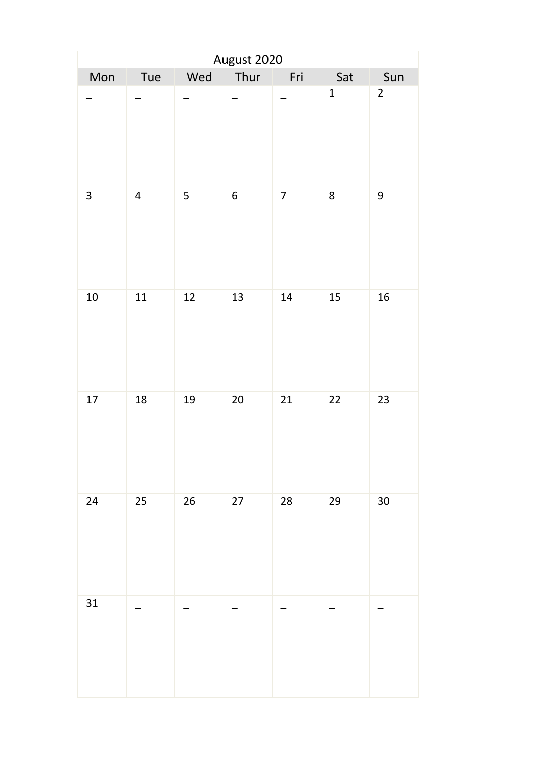| August 2020 | | | | | | |
|---|---|---|---|---|---|---|
| Mon | Tue | Wed | Thur | Fri | Sat | Sun |
| _ | _ | _ | _ | _ | 1 | 2 |
| 3 | 4 | 5 | 6 | 7 | 8 | 9 |
| 10 | 11 | 12 | 13 | 14 | 15 | 16 |
| 17 | 18 | 19 | 20 | 21 | 22 | 23 |
| 24 | 25 | 26 | 27 | 28 | 29 | 30 |
| 31 | _ | _ | _ | _ | _ | _ |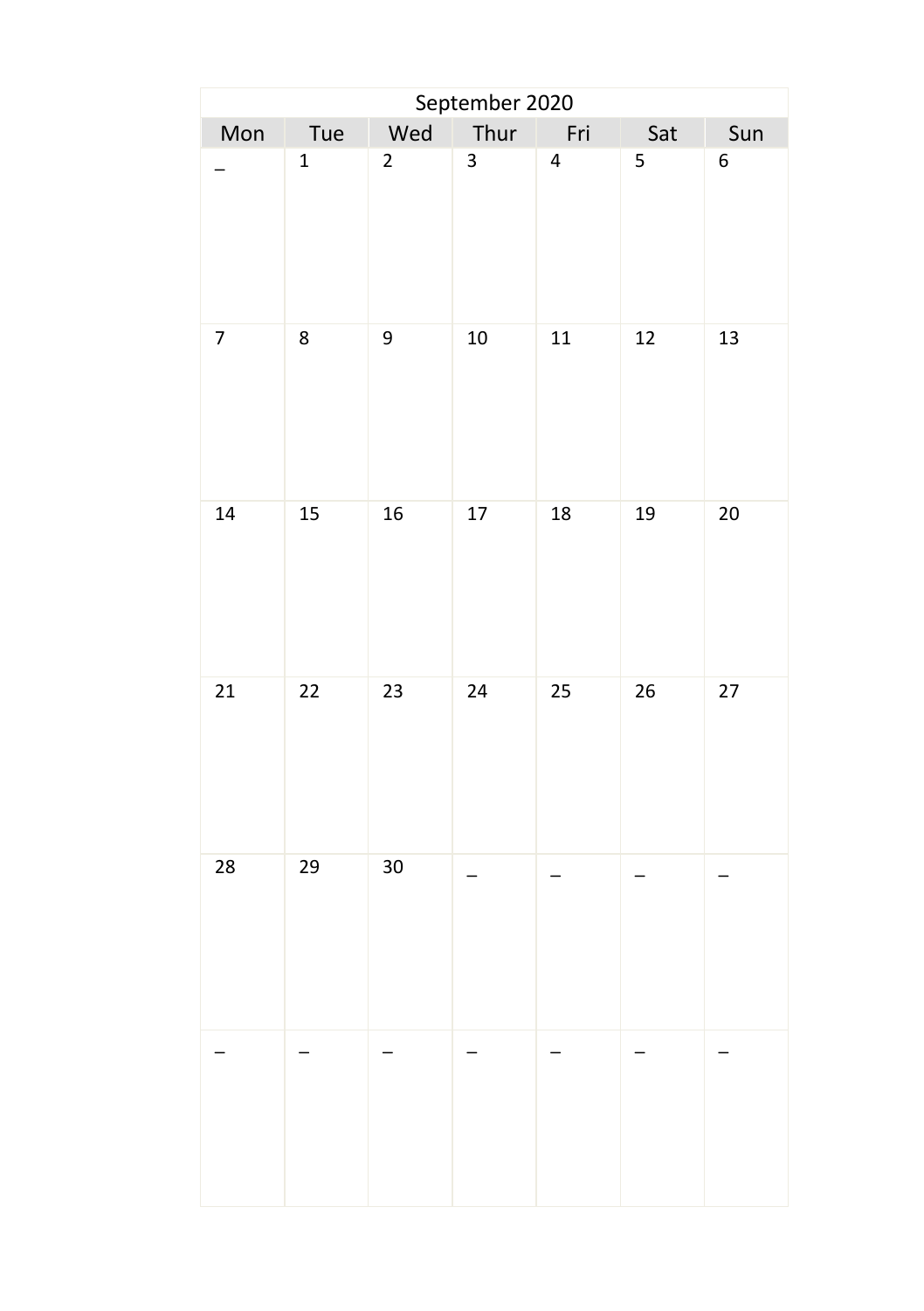| September 2020 | | | | | | |
|---|---|---|---|---|---|---|
| Mon | Tue | Wed | Thur | Fri | Sat | Sun |
| _ | 1 | 2 | 3 | 4 | 5 | 6 |
| 7 | 8 | 9 | 10 | 11 | 12 | 13 |
| 14 | 15 | 16 | 17 | 18 | 19 | 20 |
| 21 | 22 | 23 | 24 | 25 | 26 | 27 |
| 28 | 29 | 30 | _ | _ | _ | _ |
| _ | _ | _ | _ | _ | _ | _ |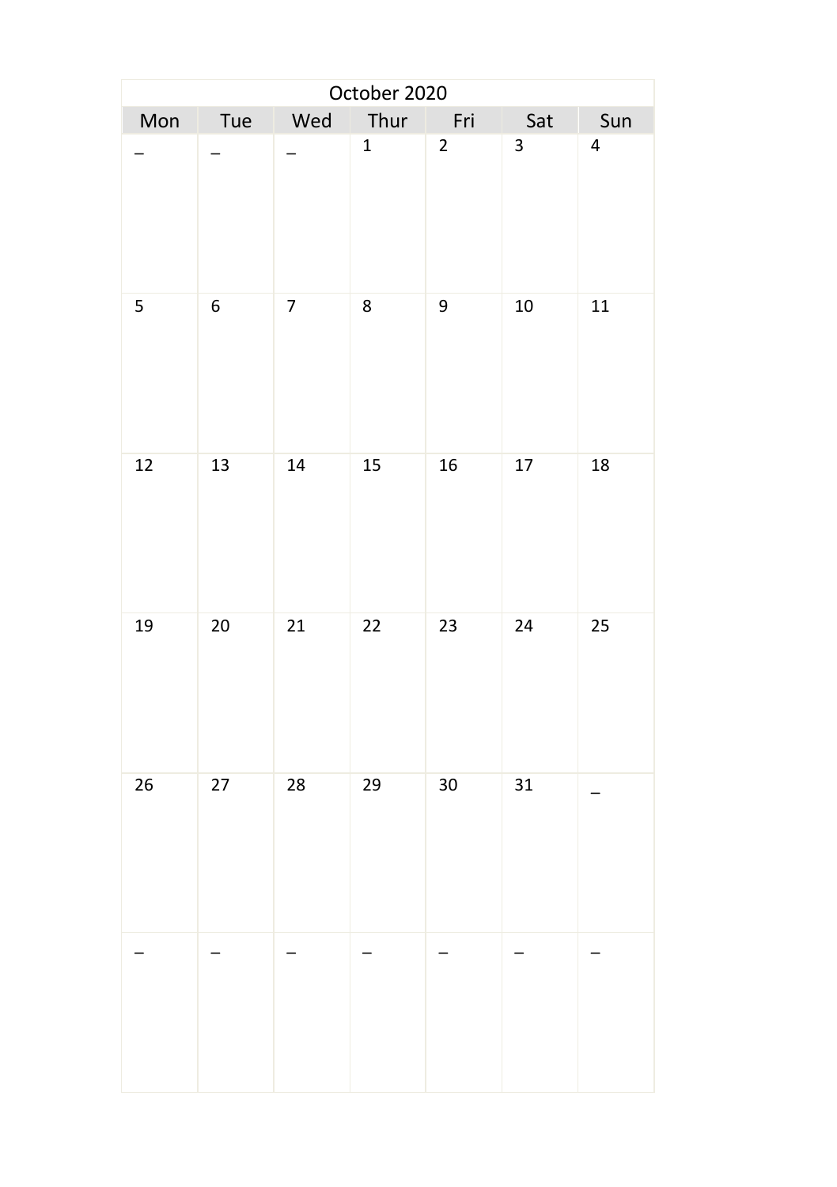| October 2020 | | | | | | |
|---|---|---|---|---|---|---|
| Mon | Tue | Wed | Thur | Fri | Sat | Sun |
| _ | _ | _ | 1 | 2 | 3 | 4 |
| 5 | 6 | 7 | 8 | 9 | 10 | 11 |
| 12 | 13 | 14 | 15 | 16 | 17 | 18 |
| 19 | 20 | 21 | 22 | 23 | 24 | 25 |
| 26 | 27 | 28 | 29 | 30 | 31 | _ |
| _ | _ | _ | _ | _ | _ | _ |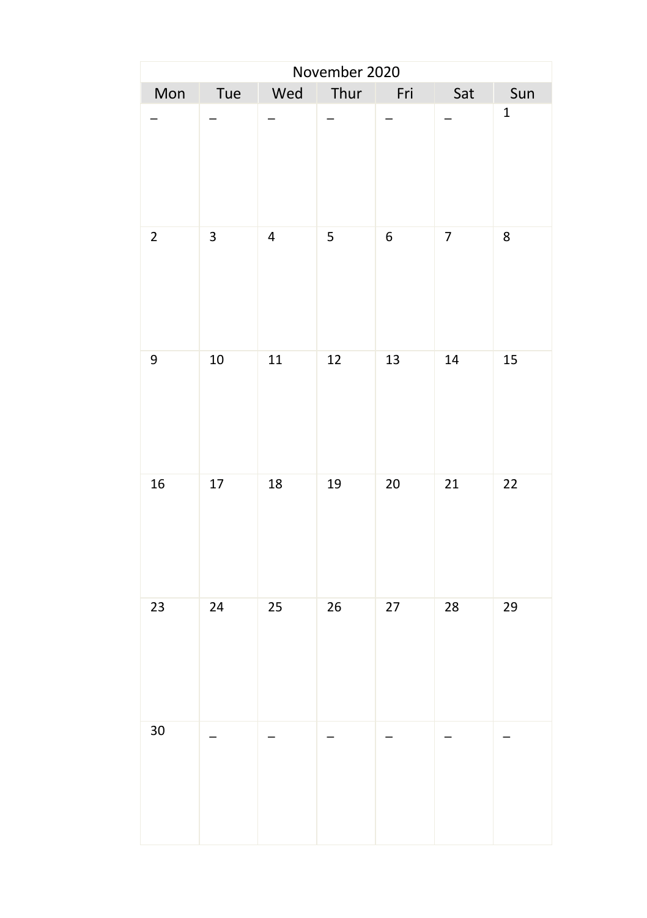| November 2020 | | | | | | |
|---|---|---|---|---|---|---|
| Mon | Tue | Wed | Thur | Fri | Sat | Sun |
| – | – | – | – | – | – | 1 |
| 2 | 3 | 4 | 5 | 6 | 7 | 8 |
| 9 | 10 | 11 | 12 | 13 | 14 | 15 |
| 16 | 17 | 18 | 19 | 20 | 21 | 22 |
| 23 | 24 | 25 | 26 | 27 | 28 | 29 |
| 30 | – | – | – | – | – | – |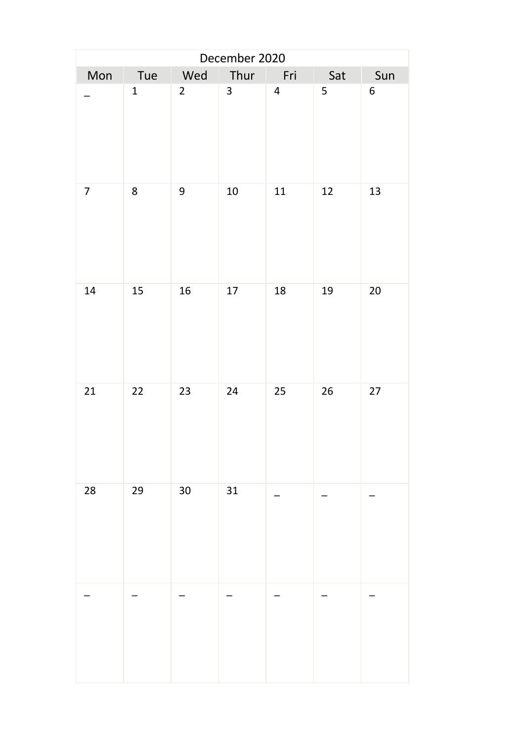| December 2020 | | | | | | |
|---|---|---|---|---|---|---|
| Mon | Tue | Wed | Thur | Fri | Sat | Sun |
| _ | 1 | 2 | 3 | 4 | 5 | 6 |
| 7 | 8 | 9 | 10 | 11 | 12 | 13 |
| 14 | 15 | 16 | 17 | 18 | 19 | 20 |
| 21 | 22 | 23 | 24 | 25 | 26 | 27 |
| 28 | 29 | 30 | 31 | _ | _ | _ |
| _ | _ | _ | _ | _ | _ | _ |